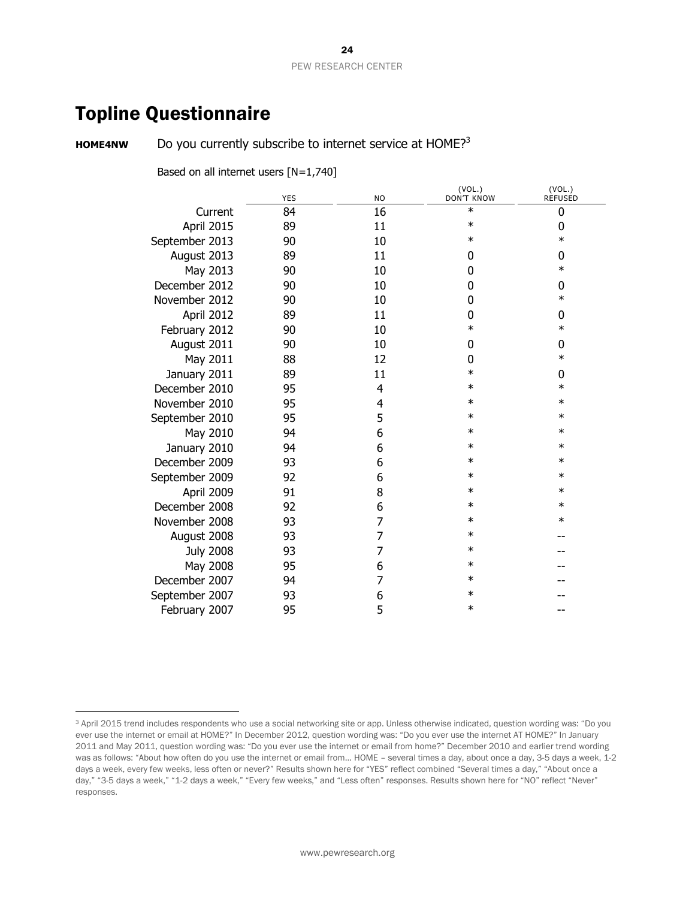# Topline Questionnaire

**HOME4NW** Do you currently subscribe to internet service at HOME?[3]

Based on all internet users [N=1,740]

| | YES | NO | (VOL.) DON'T KNOW | (VOL.) REFUSED |
|---|---|---|---|---|
| Current | 84 | 16 | * | 0 |
| April 2015 | 89 | 11 | * | 0 |
| September 2013 | 90 | 10 | * | * |
| August 2013 | 89 | 11 | 0 | 0 |
| May 2013 | 90 | 10 | 0 | * |
| December 2012 | 90 | 10 | 0 | 0 |
| November 2012 | 90 | 10 | 0 | * |
| April 2012 | 89 | 11 | 0 | 0 |
| February 2012 | 90 | 10 | * | * |
| August 2011 | 90 | 10 | 0 | 0 |
| May 2011 | 88 | 12 | 0 | * |
| January 2011 | 89 | 11 | * | 0 |
| December 2010 | 95 | 4 | * | * |
| November 2010 | 95 | 4 | * | * |
| September 2010 | 95 | 5 | * | * |
| May 2010 | 94 | 6 | * | * |
| January 2010 | 94 | 6 | * | * |
| December 2009 | 93 | 6 | * | * |
| September 2009 | 92 | 6 | * | * |
| April 2009 | 91 | 8 | * | * |
| December 2008 | 92 | 6 | * | * |
| November 2008 | 93 | 7 | * | * |
| August 2008 | 93 | 7 | * | -- |
| July 2008 | 93 | 7 | * | -- |
| May 2008 | 95 | 6 | * | -- |
| December 2007 | 94 | 7 | * | -- |
| September 2007 | 93 | 6 | * | -- |
| February 2007 | 95 | 5 | * | -- |

[3] April 2015 trend includes respondents who use a social networking site or app. Unless otherwise indicated, question wording was: "Do you ever use the internet or email at HOME?" In December 2012, question wording was: "Do you ever use the internet AT HOME?" In January 2011 and May 2011, question wording was: "Do you ever use the internet or email from home?" December 2010 and earlier trend wording was as follows: "About how often do you use the internet or email from… HOME – several times a day, about once a day, 3-5 days a week, 1-2 days a week, every few weeks, less often or never?" Results shown here for "YES" reflect combined "Several times a day," "About once a day," "3-5 days a week," "1-2 days a week," "Every few weeks," and "Less often" responses. Results shown here for "NO" reflect "Never" responses.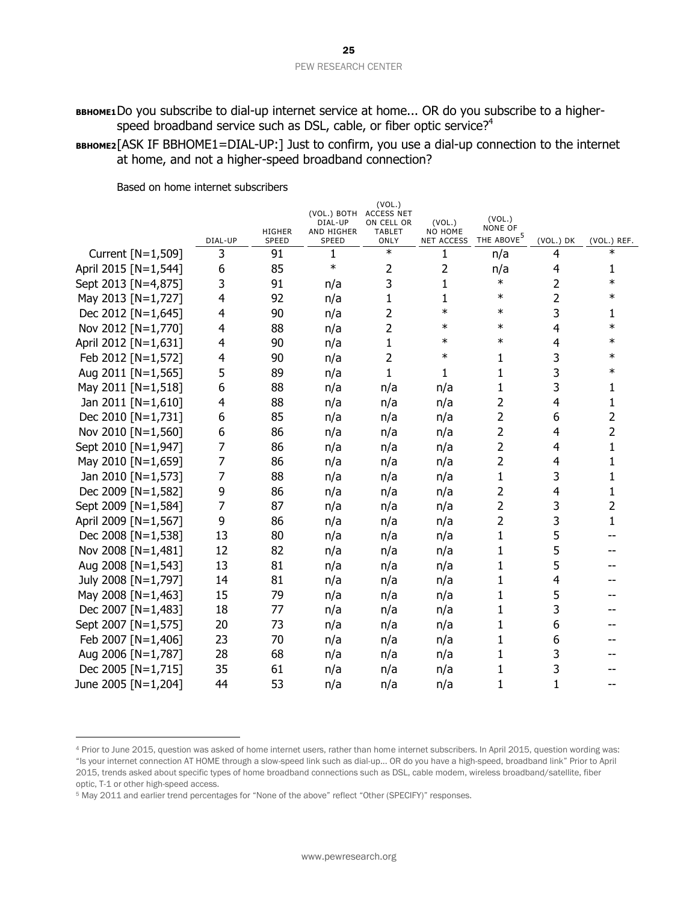**BBHOME1** Do you subscribe to dial-up internet service at home... OR do you subscribe to a higher-speed broadband service such as DSL, cable, or fiber optic service?[4]

**BBHOME2** [ASK IF BBHOME1=DIAL-UP:] Just to confirm, you use a dial-up connection to the internet at home, and not a higher-speed broadband connection?

Based on home internet subscribers

| | DIAL-UP | HIGHER SPEED | (VOL.) BOTH DIAL-UP AND HIGHER SPEED | (VOL.) ACCESS NET ON CELL OR TABLET ONLY | (VOL.) NO HOME NET ACCESS | (VOL.) NONE OF THE ABOVE[5] | (VOL.) DK | (VOL.) REF. |
|---|---|---|---|---|---|---|---|---|
| Current [N=1,509] | 3 | 91 | 1 | * | 1 | n/a | 4 | * |
| April 2015 [N=1,544] | 6 | 85 | * | 2 | 2 | n/a | 4 | 1 |
| Sept 2013 [N=4,875] | 3 | 91 | n/a | 3 | 1 | * | 2 | * |
| May 2013 [N=1,727] | 4 | 92 | n/a | 1 | 1 | * | 2 | * |
| Dec 2012 [N=1,645] | 4 | 90 | n/a | 2 | * | * | 3 | 1 |
| Nov 2012 [N=1,770] | 4 | 88 | n/a | 2 | * | * | 4 | * |
| April 2012 [N=1,631] | 4 | 90 | n/a | 1 | * | * | 4 | * |
| Feb 2012 [N=1,572] | 4 | 90 | n/a | 2 | * | 1 | 3 | * |
| Aug 2011 [N=1,565] | 5 | 89 | n/a | 1 | 1 | 1 | 3 | * |
| May 2011 [N=1,518] | 6 | 88 | n/a | n/a | n/a | 1 | 3 | 1 |
| Jan 2011 [N=1,610] | 4 | 88 | n/a | n/a | n/a | 2 | 4 | 1 |
| Dec 2010 [N=1,731] | 6 | 85 | n/a | n/a | n/a | 2 | 6 | 2 |
| Nov 2010 [N=1,560] | 6 | 86 | n/a | n/a | n/a | 2 | 4 | 2 |
| Sept 2010 [N=1,947] | 7 | 86 | n/a | n/a | n/a | 2 | 4 | 1 |
| May 2010 [N=1,659] | 7 | 86 | n/a | n/a | n/a | 2 | 4 | 1 |
| Jan 2010 [N=1,573] | 7 | 88 | n/a | n/a | n/a | 1 | 3 | 1 |
| Dec 2009 [N=1,582] | 9 | 86 | n/a | n/a | n/a | 2 | 4 | 1 |
| Sept 2009 [N=1,584] | 7 | 87 | n/a | n/a | n/a | 2 | 3 | 2 |
| April 2009 [N=1,567] | 9 | 86 | n/a | n/a | n/a | 2 | 3 | 1 |
| Dec 2008 [N=1,538] | 13 | 80 | n/a | n/a | n/a | 1 | 5 | -- |
| Nov 2008 [N=1,481] | 12 | 82 | n/a | n/a | n/a | 1 | 5 | -- |
| Aug 2008 [N=1,543] | 13 | 81 | n/a | n/a | n/a | 1 | 5 | -- |
| July 2008 [N=1,797] | 14 | 81 | n/a | n/a | n/a | 1 | 4 | -- |
| May 2008 [N=1,463] | 15 | 79 | n/a | n/a | n/a | 1 | 5 | -- |
| Dec 2007 [N=1,483] | 18 | 77 | n/a | n/a | n/a | 1 | 3 | -- |
| Sept 2007 [N=1,575] | 20 | 73 | n/a | n/a | n/a | 1 | 6 | -- |
| Feb 2007 [N=1,406] | 23 | 70 | n/a | n/a | n/a | 1 | 6 | -- |
| Aug 2006 [N=1,787] | 28 | 68 | n/a | n/a | n/a | 1 | 3 | -- |
| Dec 2005 [N=1,715] | 35 | 61 | n/a | n/a | n/a | 1 | 3 | -- |
| June 2005 [N=1,204] | 44 | 53 | n/a | n/a | n/a | 1 | 1 | -- |

[4] Prior to June 2015, question was asked of home internet users, rather than home internet subscribers. In April 2015, question wording was: "Is your internet connection AT HOME through a slow-speed link such as dial-up... OR do you have a high-speed, broadband link" Prior to April 2015, trends asked about specific types of home broadband connections such as DSL, cable modem, wireless broadband/satellite, fiber optic, T-1 or other high-speed access.

[5] May 2011 and earlier trend percentages for "None of the above" reflect "Other (SPECIFY)" responses.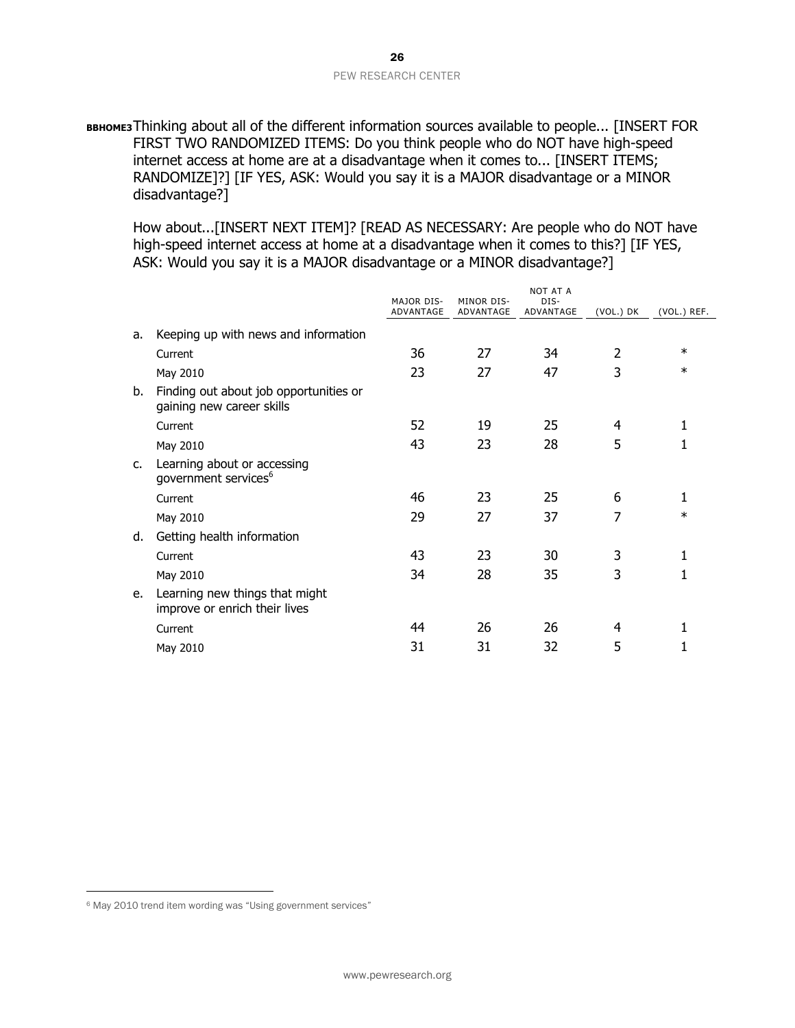**BBHOME3** Thinking about all of the different information sources available to people... [INSERT FOR FIRST TWO RANDOMIZED ITEMS: Do you think people who do NOT have high-speed internet access at home are at a disadvantage when it comes to... [INSERT ITEMS; RANDOMIZE]?] [IF YES, ASK: Would you say it is a MAJOR disadvantage or a MINOR disadvantage?]

How about...[INSERT NEXT ITEM]? [READ AS NECESSARY: Are people who do NOT have high-speed internet access at home at a disadvantage when it comes to this?] [IF YES, ASK: Would you say it is a MAJOR disadvantage or a MINOR disadvantage?]

| | | MAJOR DIS-ADVANTAGE | MINOR DIS-ADVANTAGE | NOT AT A DIS-ADVANTAGE | (VOL.) DK | (VOL.) REF. |
|---|---|---|---|---|---|---|
| a. | Keeping up with news and information | | | | | |
| | Current | 36 | 27 | 34 | 2 | * |
| | May 2010 | 23 | 27 | 47 | 3 | * |
| b. | Finding out about job opportunities or gaining new career skills | | | | | |
| | Current | 52 | 19 | 25 | 4 | 1 |
| | May 2010 | 43 | 23 | 28 | 5 | 1 |
| c. | Learning about or accessing government services[6] | | | | | |
| | Current | 46 | 23 | 25 | 6 | 1 |
| | May 2010 | 29 | 27 | 37 | 7 | * |
| d. | Getting health information | | | | | |
| | Current | 43 | 23 | 30 | 3 | 1 |
| | May 2010 | 34 | 28 | 35 | 3 | 1 |
| e. | Learning new things that might improve or enrich their lives | | | | | |
| | Current | 44 | 26 | 26 | 4 | 1 |
| | May 2010 | 31 | 31 | 32 | 5 | 1 |

[6] May 2010 trend item wording was "Using government services"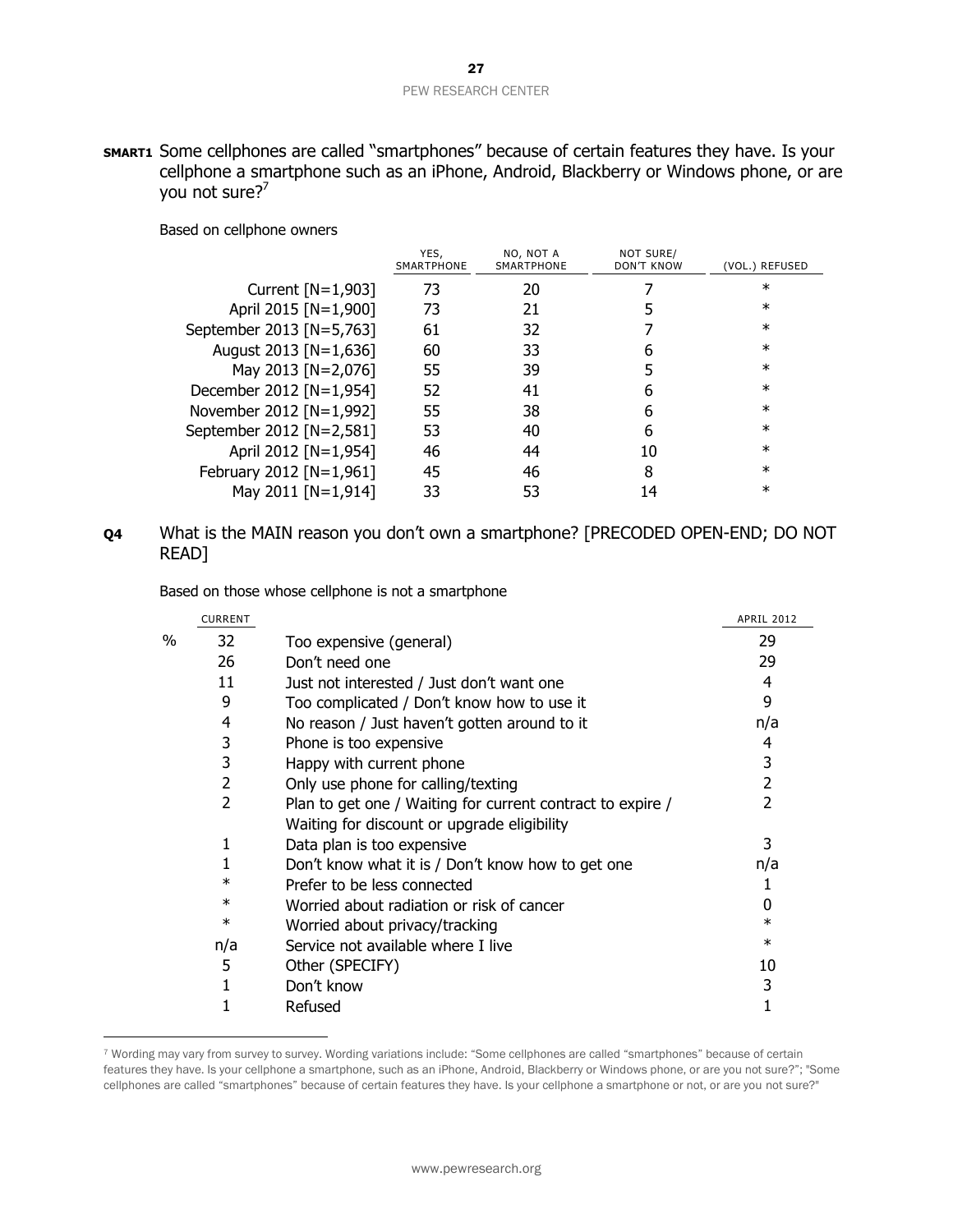**SMART1** Some cellphones are called "smartphones" because of certain features they have. Is your cellphone a smartphone such as an iPhone, Android, Blackberry or Windows phone, or are you not sure?[7]

Based on cellphone owners

| | YES, SMARTPHONE | NO, NOT A SMARTPHONE | NOT SURE/ DON'T KNOW | (VOL.) REFUSED |
|---|---|---|---|---|
| Current [N=1,903] | 73 | 20 | 7 | * |
| April 2015 [N=1,900] | 73 | 21 | 5 | * |
| September 2013 [N=5,763] | 61 | 32 | 7 | * |
| August 2013 [N=1,636] | 60 | 33 | 6 | * |
| May 2013 [N=2,076] | 55 | 39 | 5 | * |
| December 2012 [N=1,954] | 52 | 41 | 6 | * |
| November 2012 [N=1,992] | 55 | 38 | 6 | * |
| September 2012 [N=2,581] | 53 | 40 | 6 | * |
| April 2012 [N=1,954] | 46 | 44 | 10 | * |
| February 2012 [N=1,961] | 45 | 46 | 8 | * |
| May 2011 [N=1,914] | 33 | 53 | 14 | * |

**Q4** What is the MAIN reason you don't own a smartphone? [PRECODED OPEN-END; DO NOT READ]

Based on those whose cellphone is not a smartphone

| | CURRENT | | APRIL 2012 |
|---|---|---|---|
| % | 32 | Too expensive (general) | 29 |
| | 26 | Don't need one | 29 |
| | 11 | Just not interested / Just don't want one | 4 |
| | 9 | Too complicated / Don't know how to use it | 9 |
| | 4 | No reason / Just haven't gotten around to it | n/a |
| | 3 | Phone is too expensive | 4 |
| | 3 | Happy with current phone | 3 |
| | 2 | Only use phone for calling/texting | 2 |
| | 2 | Plan to get one / Waiting for current contract to expire / Waiting for discount or upgrade eligibility | 2 |
| | 1 | Data plan is too expensive | 3 |
| | 1 | Don't know what it is / Don't know how to get one | n/a |
| | * | Prefer to be less connected | 1 |
| | * | Worried about radiation or risk of cancer | 0 |
| | * | Worried about privacy/tracking | * |
| | n/a | Service not available where I live | * |
| | 5 | Other (SPECIFY) | 10 |
| | 1 | Don't know | 3 |
| | 1 | Refused | 1 |

[7] Wording may vary from survey to survey. Wording variations include: "Some cellphones are called "smartphones" because of certain features they have. Is your cellphone a smartphone, such as an iPhone, Android, Blackberry or Windows phone, or are you not sure?"; "Some cellphones are called "smartphones" because of certain features they have. Is your cellphone a smartphone or not, or are you not sure?"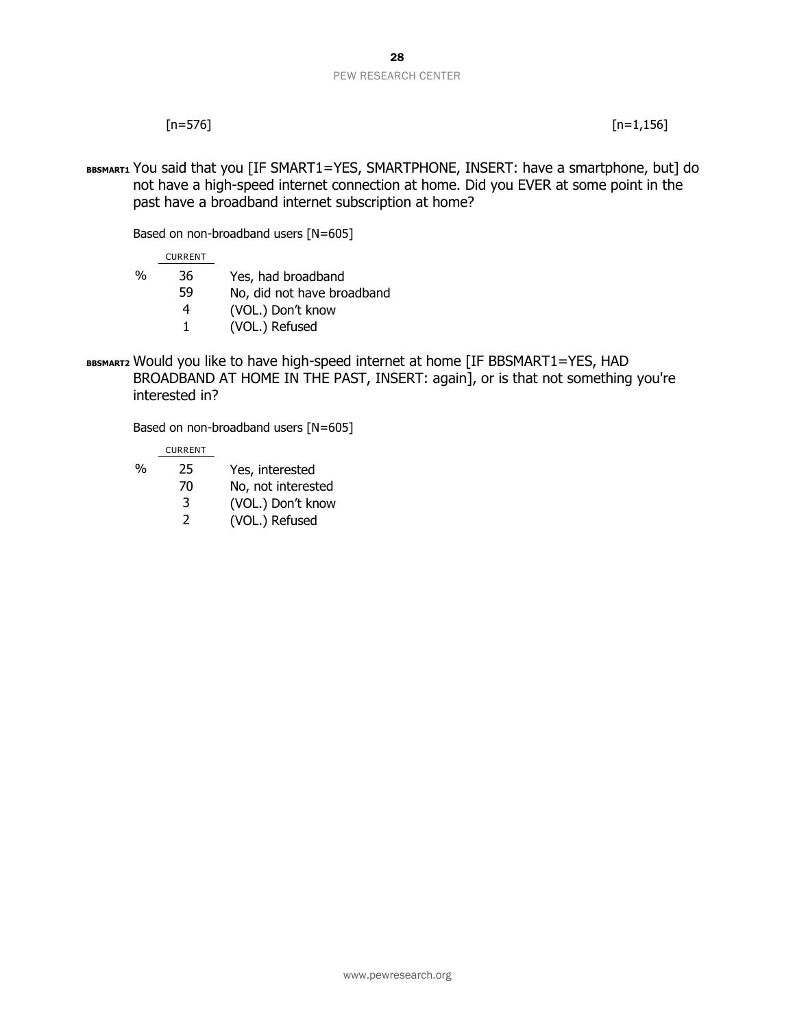[n=576] [n=1,156]

**BBSMART1** You said that you [IF SMART1=YES, SMARTPHONE, INSERT: have a smartphone, but] do not have a high-speed internet connection at home. Did you EVER at some point in the past have a broadband internet subscription at home?

Based on non-broadband users [N=605]

| | CURRENT | |
|---|---|---|
| % | 36 | Yes, had broadband |
| | 59 | No, did not have broadband |
| | 4 | (VOL.) Don't know |
| | 1 | (VOL.) Refused |

**BBSMART2** Would you like to have high-speed internet at home [IF BBSMART1=YES, HAD BROADBAND AT HOME IN THE PAST, INSERT: again], or is that not something you're interested in?

Based on non-broadband users [N=605]

| | CURRENT | |
|---|---|---|
| % | 25 | Yes, interested |
| | 70 | No, not interested |
| | 3 | (VOL.) Don't know |
| | 2 | (VOL.) Refused |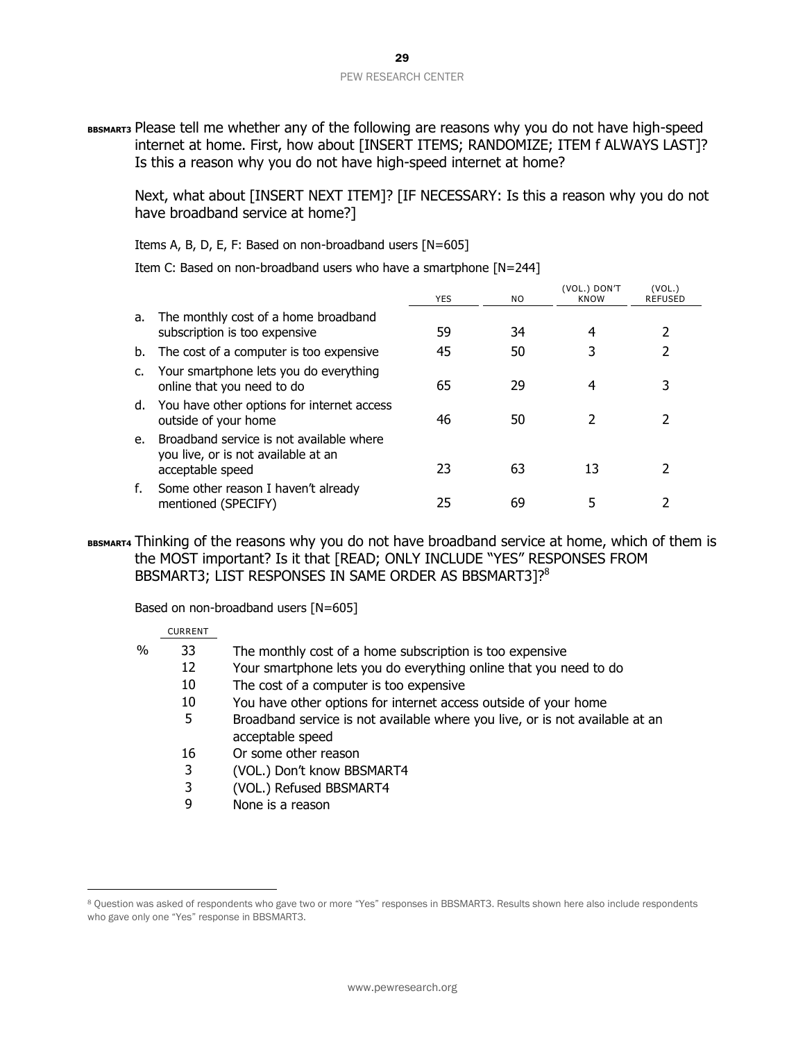**BBSMART3** Please tell me whether any of the following are reasons why you do not have high-speed internet at home. First, how about [INSERT ITEMS; RANDOMIZE; ITEM f ALWAYS LAST]? Is this a reason why you do not have high-speed internet at home?

Next, what about [INSERT NEXT ITEM]? [IF NECESSARY: Is this a reason why you do not have broadband service at home?]

Items A, B, D, E, F: Based on non-broadband users [N=605]

Item C: Based on non-broadband users who have a smartphone [N=244]

| | | YES | NO | (VOL.) DON'T KNOW | (VOL.) REFUSED |
|---|---|---|---|---|---|
| a. | The monthly cost of a home broadband subscription is too expensive | 59 | 34 | 4 | 2 |
| b. | The cost of a computer is too expensive | 45 | 50 | 3 | 2 |
| c. | Your smartphone lets you do everything online that you need to do | 65 | 29 | 4 | 3 |
| d. | You have other options for internet access outside of your home | 46 | 50 | 2 | 2 |
| e. | Broadband service is not available where you live, or is not available at an acceptable speed | 23 | 63 | 13 | 2 |
| f. | Some other reason I haven't already mentioned (SPECIFY) | 25 | 69 | 5 | 2 |

**BBSMART4** Thinking of the reasons why you do not have broadband service at home, which of them is the MOST important? Is it that [READ; ONLY INCLUDE "YES" RESPONSES FROM BBSMART3; LIST RESPONSES IN SAME ORDER AS BBSMART3]?[8]

Based on non-broadband users [N=605]

| | CURRENT | |
|---|---|---|
| % | 33 | The monthly cost of a home subscription is too expensive |
| | 12 | Your smartphone lets you do everything online that you need to do |
| | 10 | The cost of a computer is too expensive |
| | 10 | You have other options for internet access outside of your home |
| | 5 | Broadband service is not available where you live, or is not available at an acceptable speed |
| | 16 | Or some other reason |
| | 3 | (VOL.) Don't know BBSMART4 |
| | 3 | (VOL.) Refused BBSMART4 |
| | 9 | None is a reason |

[8] Question was asked of respondents who gave two or more "Yes" responses in BBSMART3. Results shown here also include respondents who gave only one "Yes" response in BBSMART3.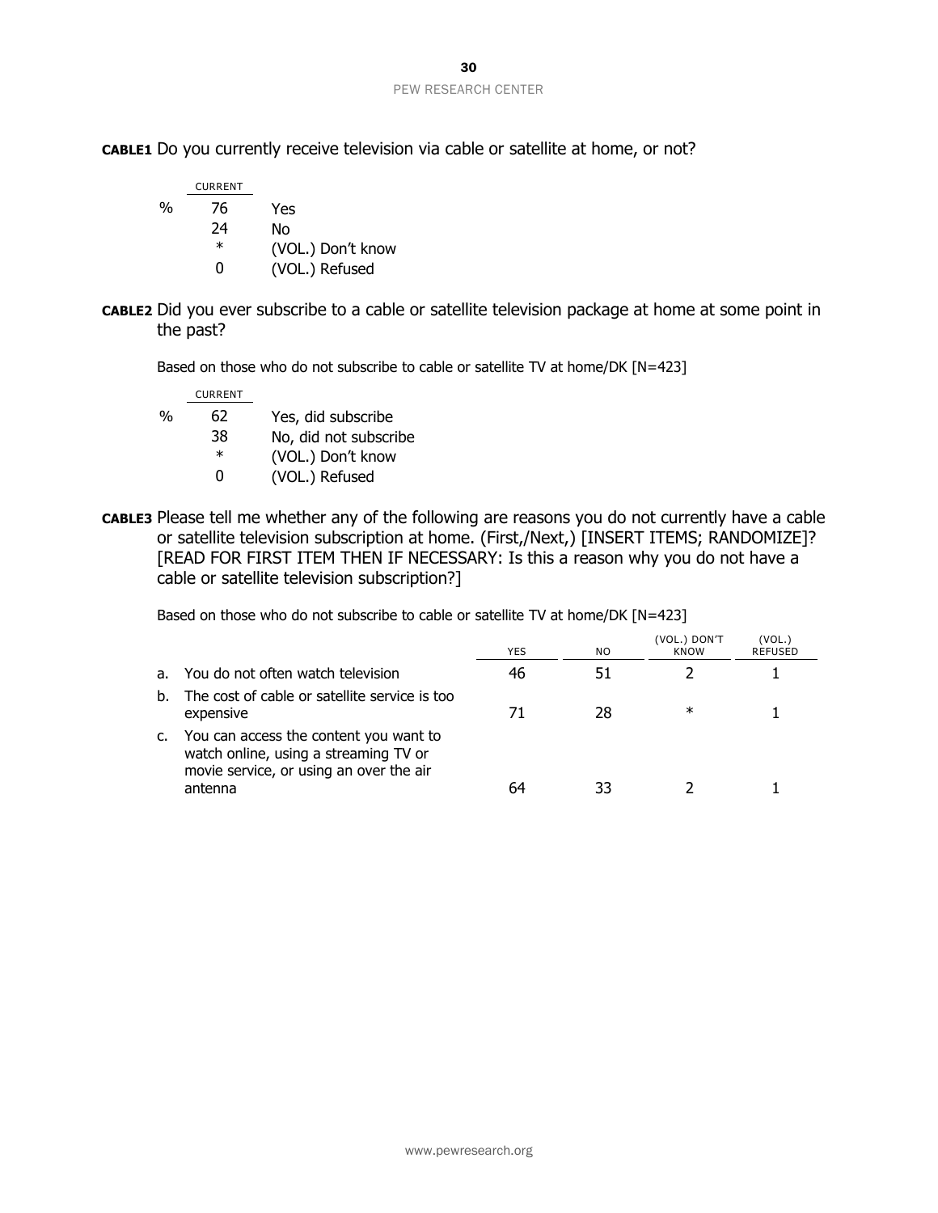**CABLE1** Do you currently receive television via cable or satellite at home, or not?

| | CURRENT | |
|---|---|---|
| % | 76 | Yes |
| | 24 | No |
| | * | (VOL.) Don't know |
| | 0 | (VOL.) Refused |

**CABLE2** Did you ever subscribe to a cable or satellite television package at home at some point in the past?

Based on those who do not subscribe to cable or satellite TV at home/DK [N=423]

| | CURRENT | |
|---|---|---|
| % | 62 | Yes, did subscribe |
| | 38 | No, did not subscribe |
| | * | (VOL.) Don't know |
| | 0 | (VOL.) Refused |

**CABLE3** Please tell me whether any of the following are reasons you do not currently have a cable or satellite television subscription at home. (First,/Next,) [INSERT ITEMS; RANDOMIZE]? [READ FOR FIRST ITEM THEN IF NECESSARY: Is this a reason why you do not have a cable or satellite television subscription?]

Based on those who do not subscribe to cable or satellite TV at home/DK [N=423]

| | YES | NO | (VOL.) DON'T KNOW | (VOL.) REFUSED |
|---|---|---|---|---|
| a. You do not often watch television | 46 | 51 | 2 | 1 |
| b. The cost of cable or satellite service is too expensive | 71 | 28 | * | 1 |
| c. You can access the content you want to watch online, using a streaming TV or movie service, or using an over the air antenna | 64 | 33 | 2 | 1 |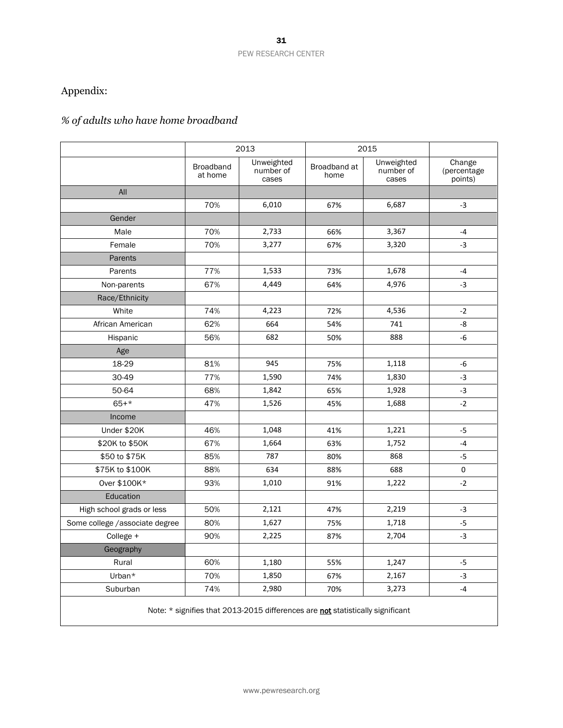## Appendix:

### *% of adults who have home broadband*

| | 2013 | | 2015 | | |
|---|---|---|---|---|---|
| | Broadband at home | Unweighted number of cases | Broadband at home | Unweighted number of cases | Change (percentage points) |
| All | | | | | |
| | 70% | 6,010 | 67% | 6,687 | -3 |
| Gender | | | | | |
| Male | 70% | 2,733 | 66% | 3,367 | -4 |
| Female | 70% | 3,277 | 67% | 3,320 | -3 |
| Parents | | | | | |
| Parents | 77% | 1,533 | 73% | 1,678 | -4 |
| Non-parents | 67% | 4,449 | 64% | 4,976 | -3 |
| Race/Ethnicity | | | | | |
| White | 74% | 4,223 | 72% | 4,536 | -2 |
| African American | 62% | 664 | 54% | 741 | -8 |
| Hispanic | 56% | 682 | 50% | 888 | -6 |
| Age | | | | | |
| 18-29 | 81% | 945 | 75% | 1,118 | -6 |
| 30-49 | 77% | 1,590 | 74% | 1,830 | -3 |
| 50-64 | 68% | 1,842 | 65% | 1,928 | -3 |
| 65+* | 47% | 1,526 | 45% | 1,688 | -2 |
| Income | | | | | |
| Under $20K | 46% | 1,048 | 41% | 1,221 | -5 |
| $20K to $50K | 67% | 1,664 | 63% | 1,752 | -4 |
| $50 to $75K | 85% | 787 | 80% | 868 | -5 |
| $75K to $100K | 88% | 634 | 88% | 688 | 0 |
| Over $100K* | 93% | 1,010 | 91% | 1,222 | -2 |
| Education | | | | | |
| High school grads or less | 50% | 2,121 | 47% | 2,219 | -3 |
| Some college /associate degree | 80% | 1,627 | 75% | 1,718 | -5 |
| College + | 90% | 2,225 | 87% | 2,704 | -3 |
| Geography | | | | | |
| Rural | 60% | 1,180 | 55% | 1,247 | -5 |
| Urban* | 70% | 1,850 | 67% | 2,167 | -3 |
| Suburban | 74% | 2,980 | 70% | 3,273 | -4 |

Note: * signifies that 2013-2015 differences are **not** statistically significant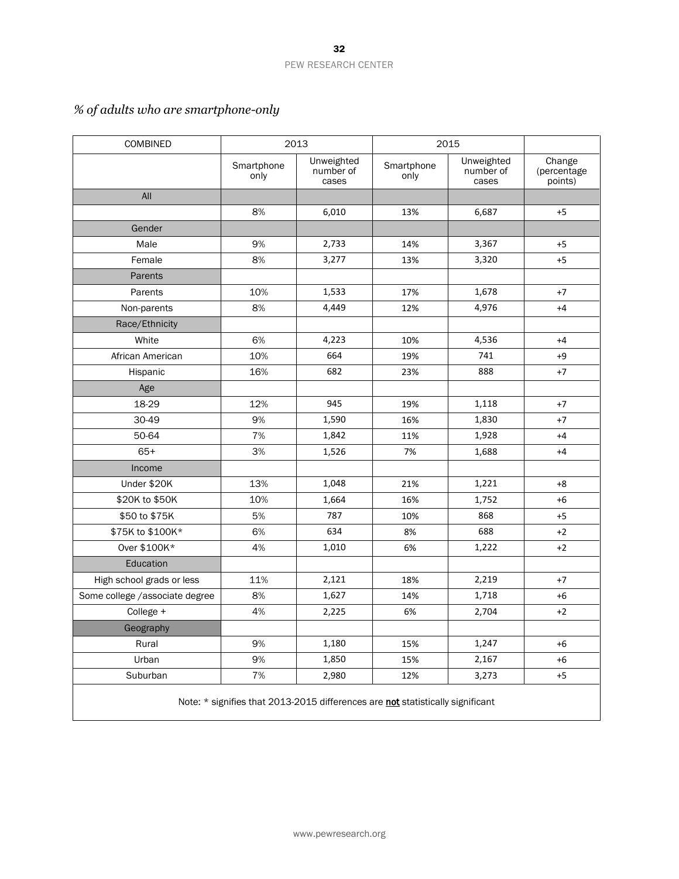*% of adults who are smartphone-only*

| COMBINED | 2013 | | 2015 | | |
|---|---|---|---|---|---|
| | Smartphone only | Unweighted number of cases | Smartphone only | Unweighted number of cases | Change (percentage points) |
| All | | | | | |
| | 8% | 6,010 | 13% | 6,687 | +5 |
| Gender | | | | | |
| Male | 9% | 2,733 | 14% | 3,367 | +5 |
| Female | 8% | 3,277 | 13% | 3,320 | +5 |
| Parents | | | | | |
| Parents | 10% | 1,533 | 17% | 1,678 | +7 |
| Non-parents | 8% | 4,449 | 12% | 4,976 | +4 |
| Race/Ethnicity | | | | | |
| White | 6% | 4,223 | 10% | 4,536 | +4 |
| African American | 10% | 664 | 19% | 741 | +9 |
| Hispanic | 16% | 682 | 23% | 888 | +7 |
| Age | | | | | |
| 18-29 | 12% | 945 | 19% | 1,118 | +7 |
| 30-49 | 9% | 1,590 | 16% | 1,830 | +7 |
| 50-64 | 7% | 1,842 | 11% | 1,928 | +4 |
| 65+ | 3% | 1,526 | 7% | 1,688 | +4 |
| Income | | | | | |
| Under $20K | 13% | 1,048 | 21% | 1,221 | +8 |
| $20K to $50K | 10% | 1,664 | 16% | 1,752 | +6 |
| $50 to $75K | 5% | 787 | 10% | 868 | +5 |
| $75K to $100K* | 6% | 634 | 8% | 688 | +2 |
| Over $100K* | 4% | 1,010 | 6% | 1,222 | +2 |
| Education | | | | | |
| High school grads or less | 11% | 2,121 | 18% | 2,219 | +7 |
| Some college /associate degree | 8% | 1,627 | 14% | 1,718 | +6 |
| College + | 4% | 2,225 | 6% | 2,704 | +2 |
| Geography | | | | | |
| Rural | 9% | 1,180 | 15% | 1,247 | +6 |
| Urban | 9% | 1,850 | 15% | 2,167 | +6 |
| Suburban | 7% | 2,980 | 12% | 3,273 | +5 |

Note: * signifies that 2013-2015 differences are **not** statistically significant